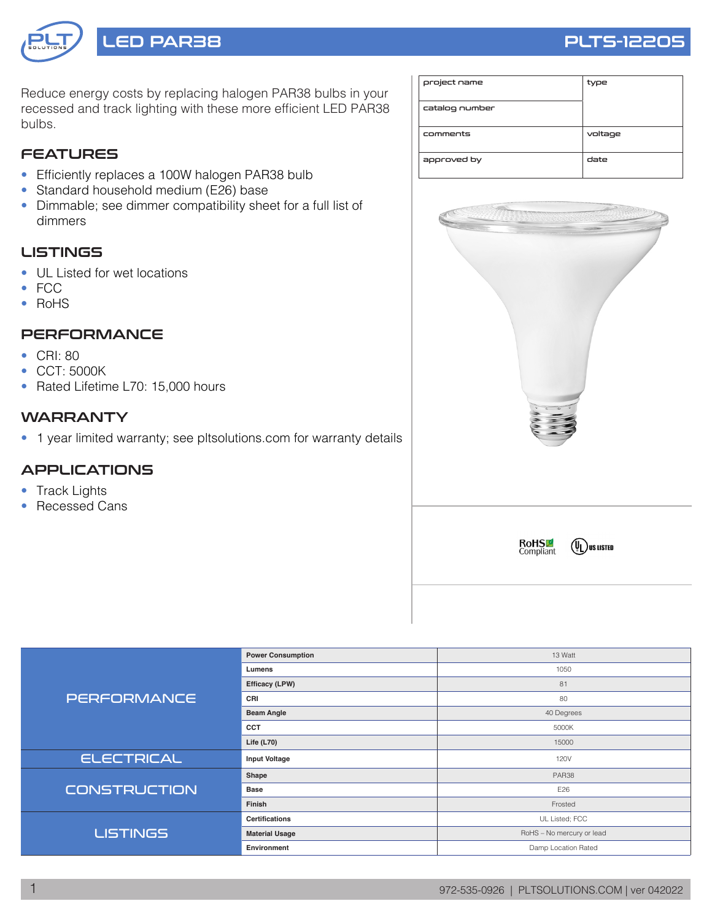# LED PAR38

## PLTS-12205

Reduce energy costs by replacing halogen PAR38 bulbs in your recessed and track lighting with these more efficient LED PAR38 bulbs.

| project name | type |
|---|---|
| catalog number | |
| comments | voltage |
| approved by | date |

## FEATURES

- Efficiently replaces a 100W halogen PAR38 bulb
- Standard household medium (E26) base
- Dimmable; see dimmer compatibility sheet for a full list of dimmers

## LISTINGS

- UL Listed for wet locations
- FCC
- RoHS

## PERFORMANCE

- CRI: 80
- CCT: 5000K
- Rated Lifetime L70: 15,000 hours

## WARRANTY

- 1 year limited warranty; see pltsolutions.com for warranty details

## APPLICATIONS

- Track Lights
- Recessed Cans

RoHS Compliant    UL US LISTED

| | | |
|---|---|---|
| PERFORMANCE | Power Consumption | 13 Watt |
| | Lumens | 1050 |
| | Efficacy (LPW) | 81 |
| | CRI | 80 |
| | Beam Angle | 40 Degrees |
| | CCT | 5000K |
| | Life (L70) | 15000 |
| ELECTRICAL | Input Voltage | 120V |
| CONSTRUCTION | Shape | PAR38 |
| | Base | E26 |
| | Finish | Frosted |
| LISTINGS | Certifications | UL Listed; FCC |
| | Material Usage | RoHS – No mercury or lead |
| | Environment | Damp Location Rated |

972-535-0926 | PLTSOLUTIONS.COM | ver 042022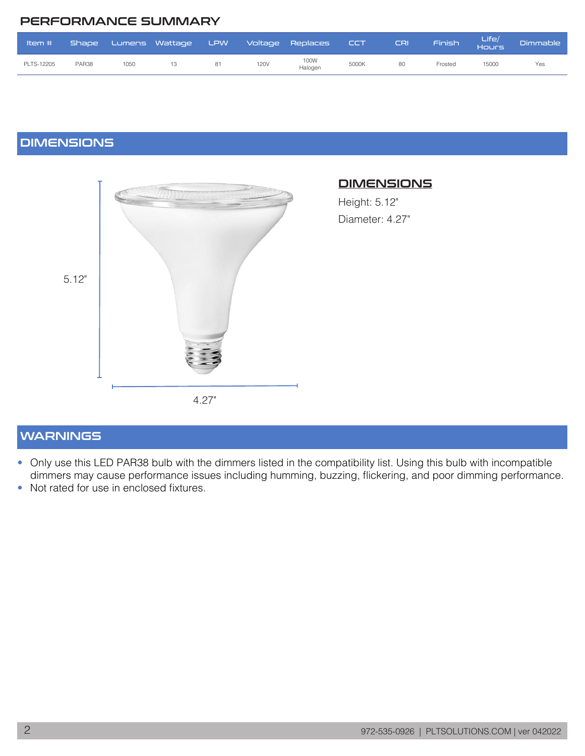## PERFORMANCE SUMMARY

| Item # | Shape | Lumens | Wattage | LPW | Voltage | Replaces | CCT | CRI | Finish | Life/ Hours | Dimmable |
|---|---|---|---|---|---|---|---|---|---|---|---|
| PLTS-12205 | PAR38 | 1050 | 13 | 81 | 120V | 100W Halogen | 5000K | 80 | Frosted | 15000 | Yes |

## DIMENSIONS

5.12"

4.27"

### DIMENSIONS

Height: 5.12"

Diameter: 4.27"

## WARNINGS

- Only use this LED PAR38 bulb with the dimmers listed in the compatibility list. Using this bulb with incompatible dimmers may cause performance issues including humming, buzzing, flickering, and poor dimming performance.
- Not rated for use in enclosed fixtures.

972-535-0926 | PLTSOLUTIONS.COM | ver 042022